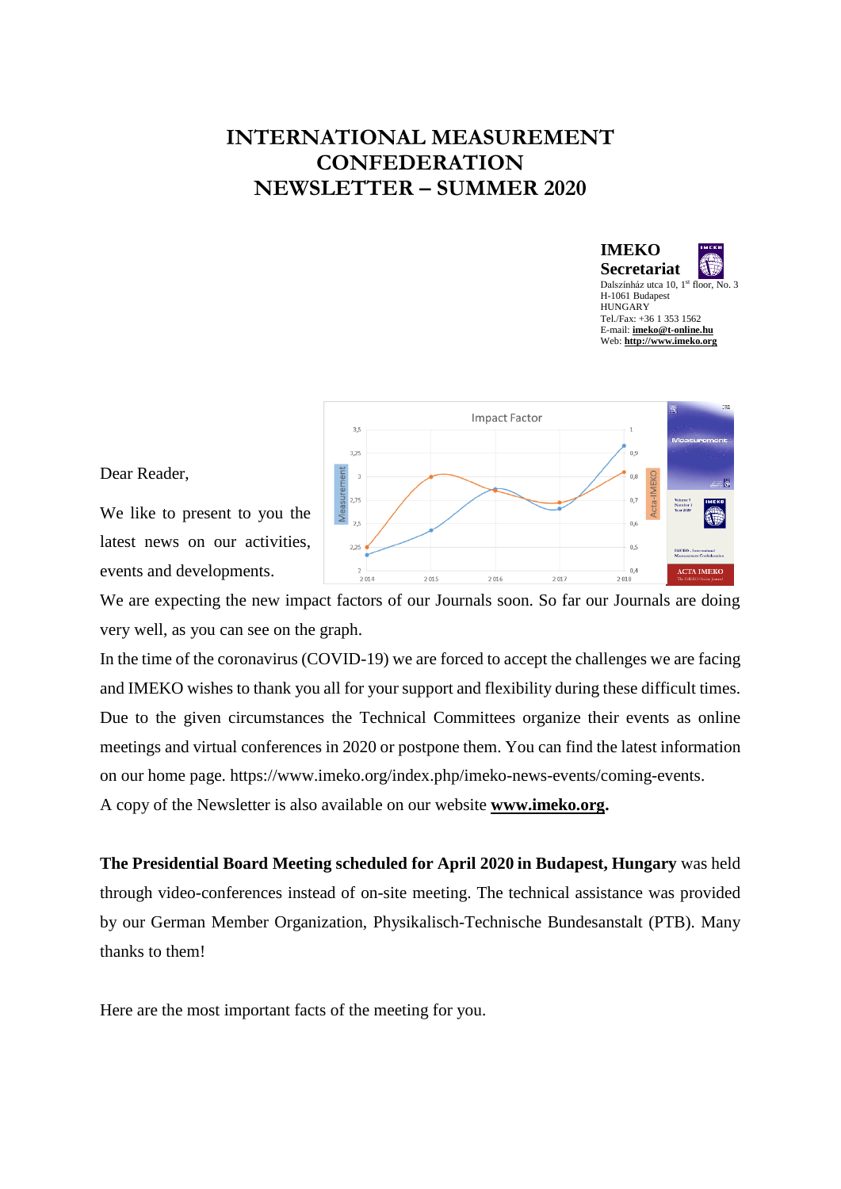# INTERNATIONAL MEASUREMENT CONFEDERATION NEWSLETTER – SUMMER 2020

**IMEKO Secretariat**
Dalszínház utca 10, 1st floor, No. 3
H-1061 Budapest
HUNGARY
Tel./Fax: +36 1 353 1562
E-mail: **imeko@t-online.hu**
Web: **http://www.imeko.org**

Dear Reader,

We like to present to you the latest news on our activities, events and developments.

We are expecting the new impact factors of our Journals soon. So far our Journals are doing very well, as you can see on the graph.

In the time of the coronavirus (COVID-19) we are forced to accept the challenges we are facing and IMEKO wishes to thank you all for your support and flexibility during these difficult times. Due to the given circumstances the Technical Committees organize their events as online meetings and virtual conferences in 2020 or postpone them. You can find the latest information on our home page. https://www.imeko.org/index.php/imeko-news-events/coming-events.

A copy of the Newsletter is also available on our website **www.imeko.org**.

**The Presidential Board Meeting scheduled for April 2020 in Budapest, Hungary** was held through video-conferences instead of on-site meeting. The technical assistance was provided by our German Member Organization, Physikalisch-Technische Bundesanstalt (PTB). Many thanks to them!

Here are the most important facts of the meeting for you.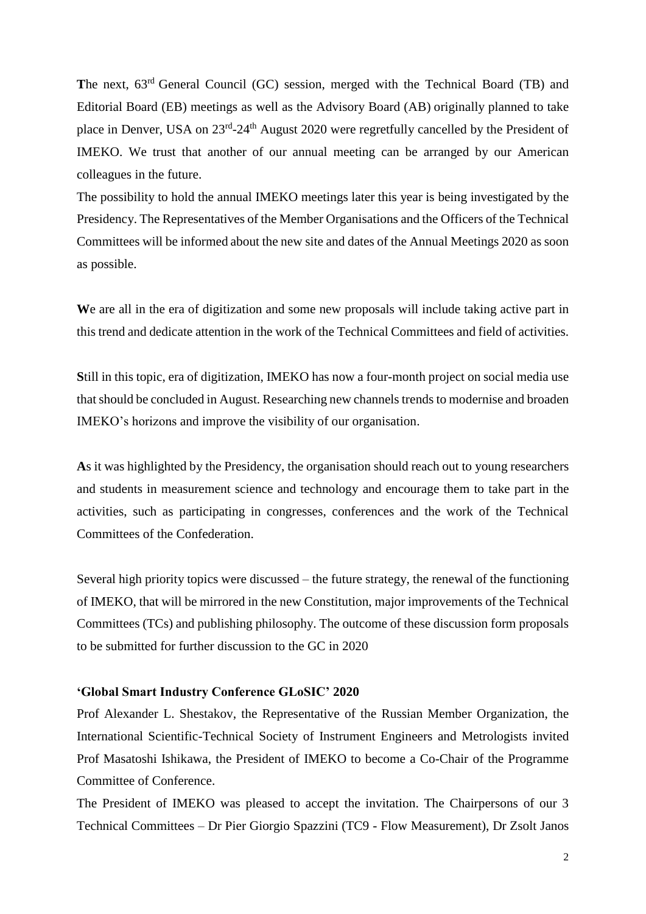**T**he next, 63rd General Council (GC) session, merged with the Technical Board (TB) and Editorial Board (EB) meetings as well as the Advisory Board (AB) originally planned to take place in Denver, USA on 23rd-24th August 2020 were regretfully cancelled by the President of IMEKO. We trust that another of our annual meeting can be arranged by our American colleagues in the future.

The possibility to hold the annual IMEKO meetings later this year is being investigated by the Presidency. The Representatives of the Member Organisations and the Officers of the Technical Committees will be informed about the new site and dates of the Annual Meetings 2020 as soon as possible.

**W**e are all in the era of digitization and some new proposals will include taking active part in this trend and dedicate attention in the work of the Technical Committees and field of activities.

**S**till in this topic, era of digitization, IMEKO has now a four-month project on social media use that should be concluded in August. Researching new channels trends to modernise and broaden IMEKO's horizons and improve the visibility of our organisation.

**A**s it was highlighted by the Presidency, the organisation should reach out to young researchers and students in measurement science and technology and encourage them to take part in the activities, such as participating in congresses, conferences and the work of the Technical Committees of the Confederation.

Several high priority topics were discussed – the future strategy, the renewal of the functioning of IMEKO, that will be mirrored in the new Constitution, major improvements of the Technical Committees (TCs) and publishing philosophy. The outcome of these discussion form proposals to be submitted for further discussion to the GC in 2020

**'Global Smart Industry Conference GLoSIC' 2020**

Prof Alexander L. Shestakov, the Representative of the Russian Member Organization, the International Scientific-Technical Society of Instrument Engineers and Metrologists invited Prof Masatoshi Ishikawa, the President of IMEKO to become a Co-Chair of the Programme Committee of Conference.

The President of IMEKO was pleased to accept the invitation. The Chairpersons of our 3 Technical Committees – Dr Pier Giorgio Spazzini (TC9 - Flow Measurement), Dr Zsolt Janos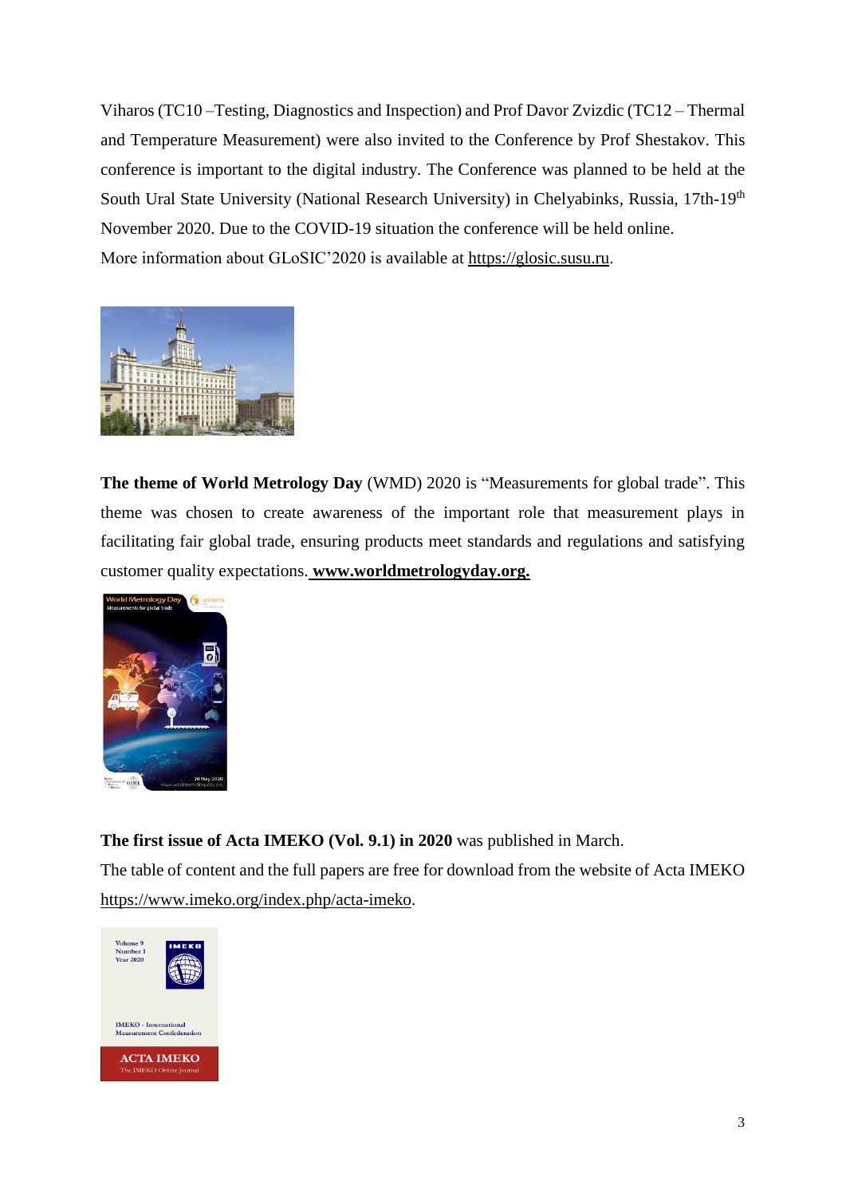Viharos (TC10 –Testing, Diagnostics and Inspection) and Prof Davor Zvizdic (TC12 – Thermal and Temperature Measurement) were also invited to the Conference by Prof Shestakov. This conference is important to the digital industry. The Conference was planned to be held at the South Ural State University (National Research University) in Chelyabinks, Russia, 17th-19th November 2020. Due to the COVID-19 situation the conference will be held online.
More information about GLoSIC'2020 is available at https://glosic.susu.ru.

**The theme of World Metrology Day** (WMD) 2020 is "Measurements for global trade". This theme was chosen to create awareness of the important role that measurement plays in facilitating fair global trade, ensuring products meet standards and regulations and satisfying customer quality expectations. **www.worldmetrologyday.org.**

**The first issue of Acta IMEKO (Vol. 9.1) in 2020** was published in March.
The table of content and the full papers are free for download from the website of Acta IMEKO https://www.imeko.org/index.php/acta-imeko.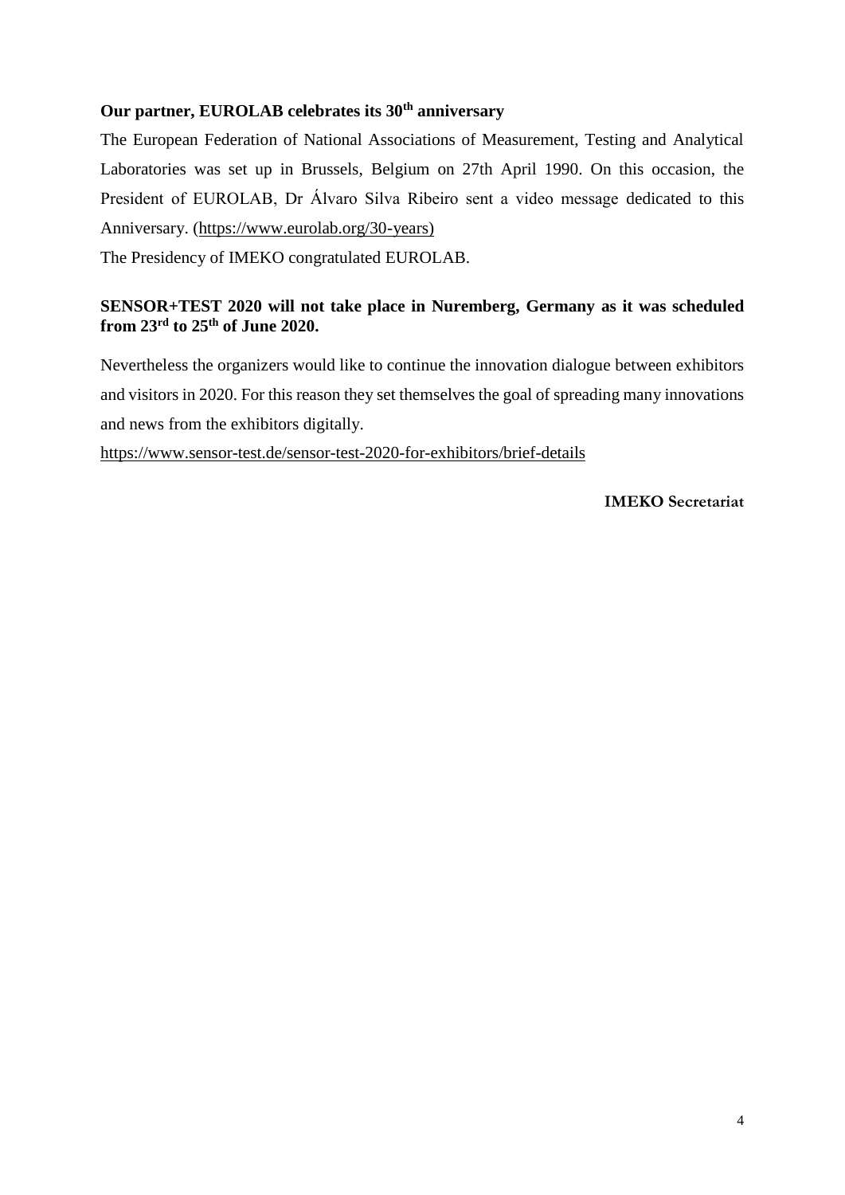**Our partner, EUROLAB celebrates its 30th anniversary**

The European Federation of National Associations of Measurement, Testing and Analytical Laboratories was set up in Brussels, Belgium on 27th April 1990. On this occasion, the President of EUROLAB, Dr Álvaro Silva Ribeiro sent a video message dedicated to this Anniversary. (https://www.eurolab.org/30-years)

The Presidency of IMEKO congratulated EUROLAB.

**SENSOR+TEST 2020 will not take place in Nuremberg, Germany as it was scheduled from 23rd to 25th of June 2020.**

Nevertheless the organizers would like to continue the innovation dialogue between exhibitors and visitors in 2020. For this reason they set themselves the goal of spreading many innovations and news from the exhibitors digitally.

https://www.sensor-test.de/sensor-test-2020-for-exhibitors/brief-details

**IMEKO Secretariat**